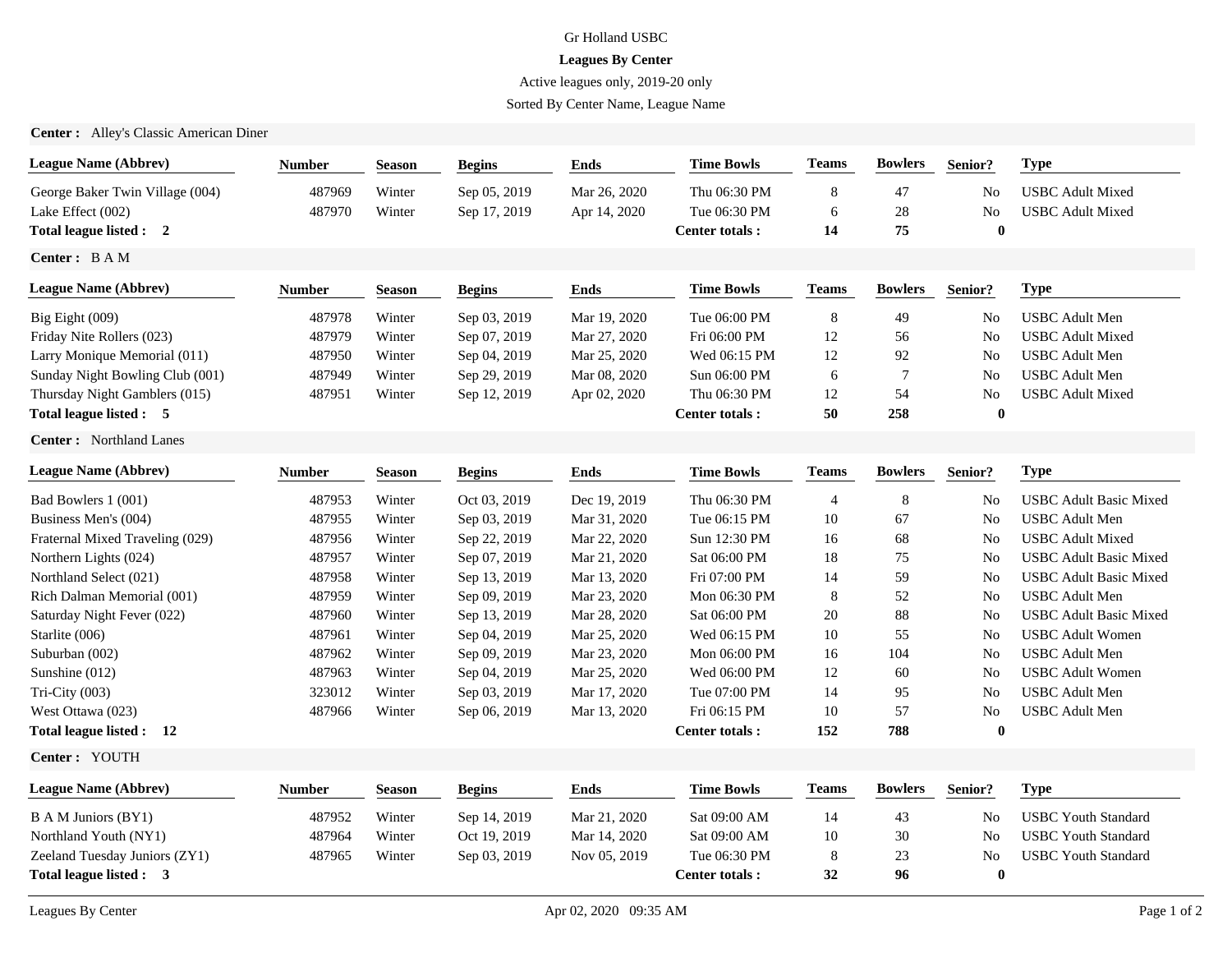Gr Holland USBC

**Leagues By Center**

Active leagues only, 2019-20 only

Sorted By Center Name, League Name

**Center :** Alley's Classic American Diner

| League Name (Abbrev) | Number | Season | Begins | Ends | Time Bowls | Teams | Bowlers | Senior? | Type |
|---|---|---|---|---|---|---|---|---|---|
| George Baker Twin Village (004) | 487969 | Winter | Sep 05, 2019 | Mar 26, 2020 | Thu 06:30 PM | 8 | 47 | No | USBC Adult Mixed |
| Lake Effect (002) | 487970 | Winter | Sep 17, 2019 | Apr 14, 2020 | Tue 06:30 PM | 6 | 28 | No | USBC Adult Mixed |
| **Total league listed : 2** | | | | | **Center totals :** | **14** | **75** | **0** | |

**Center :** B A M

| League Name (Abbrev) | Number | Season | Begins | Ends | Time Bowls | Teams | Bowlers | Senior? | Type |
|---|---|---|---|---|---|---|---|---|---|
| Big Eight (009) | 487978 | Winter | Sep 03, 2019 | Mar 19, 2020 | Tue 06:00 PM | 8 | 49 | No | USBC Adult Men |
| Friday Nite Rollers (023) | 487979 | Winter | Sep 07, 2019 | Mar 27, 2020 | Fri 06:00 PM | 12 | 56 | No | USBC Adult Mixed |
| Larry Monique Memorial (011) | 487950 | Winter | Sep 04, 2019 | Mar 25, 2020 | Wed 06:15 PM | 12 | 92 | No | USBC Adult Men |
| Sunday Night Bowling Club (001) | 487949 | Winter | Sep 29, 2019 | Mar 08, 2020 | Sun 06:00 PM | 6 | 7 | No | USBC Adult Men |
| Thursday Night Gamblers (015) | 487951 | Winter | Sep 12, 2019 | Apr 02, 2020 | Thu 06:30 PM | 12 | 54 | No | USBC Adult Mixed |
| **Total league listed : 5** | | | | | **Center totals :** | **50** | **258** | **0** | |

**Center :** Northland Lanes

| League Name (Abbrev) | Number | Season | Begins | Ends | Time Bowls | Teams | Bowlers | Senior? | Type |
|---|---|---|---|---|---|---|---|---|---|
| Bad Bowlers 1 (001) | 487953 | Winter | Oct 03, 2019 | Dec 19, 2019 | Thu 06:30 PM | 4 | 8 | No | USBC Adult Basic Mixed |
| Business Men's (004) | 487955 | Winter | Sep 03, 2019 | Mar 31, 2020 | Tue 06:15 PM | 10 | 67 | No | USBC Adult Men |
| Fraternal Mixed Traveling (029) | 487956 | Winter | Sep 22, 2019 | Mar 22, 2020 | Sun 12:30 PM | 16 | 68 | No | USBC Adult Mixed |
| Northern Lights (024) | 487957 | Winter | Sep 07, 2019 | Mar 21, 2020 | Sat 06:00 PM | 18 | 75 | No | USBC Adult Basic Mixed |
| Northland Select (021) | 487958 | Winter | Sep 13, 2019 | Mar 13, 2020 | Fri 07:00 PM | 14 | 59 | No | USBC Adult Basic Mixed |
| Rich Dalman Memorial (001) | 487959 | Winter | Sep 09, 2019 | Mar 23, 2020 | Mon 06:30 PM | 8 | 52 | No | USBC Adult Men |
| Saturday Night Fever (022) | 487960 | Winter | Sep 13, 2019 | Mar 28, 2020 | Sat 06:00 PM | 20 | 88 | No | USBC Adult Basic Mixed |
| Starlite (006) | 487961 | Winter | Sep 04, 2019 | Mar 25, 2020 | Wed 06:15 PM | 10 | 55 | No | USBC Adult Women |
| Suburban (002) | 487962 | Winter | Sep 09, 2019 | Mar 23, 2020 | Mon 06:00 PM | 16 | 104 | No | USBC Adult Men |
| Sunshine (012) | 487963 | Winter | Sep 04, 2019 | Mar 25, 2020 | Wed 06:00 PM | 12 | 60 | No | USBC Adult Women |
| Tri-City (003) | 323012 | Winter | Sep 03, 2019 | Mar 17, 2020 | Tue 07:00 PM | 14 | 95 | No | USBC Adult Men |
| West Ottawa (023) | 487966 | Winter | Sep 06, 2019 | Mar 13, 2020 | Fri 06:15 PM | 10 | 57 | No | USBC Adult Men |
| **Total league listed : 12** | | | | | **Center totals :** | **152** | **788** | **0** | |

**Center :** YOUTH

| League Name (Abbrev) | Number | Season | Begins | Ends | Time Bowls | Teams | Bowlers | Senior? | Type |
|---|---|---|---|---|---|---|---|---|---|
| B A M Juniors (BY1) | 487952 | Winter | Sep 14, 2019 | Mar 21, 2020 | Sat 09:00 AM | 14 | 43 | No | USBC Youth Standard |
| Northland Youth (NY1) | 487964 | Winter | Oct 19, 2019 | Mar 14, 2020 | Sat 09:00 AM | 10 | 30 | No | USBC Youth Standard |
| Zeeland Tuesday Juniors (ZY1) | 487965 | Winter | Sep 03, 2019 | Nov 05, 2019 | Tue 06:30 PM | 8 | 23 | No | USBC Youth Standard |
| **Total league listed : 3** | | | | | **Center totals :** | **32** | **96** | **0** | |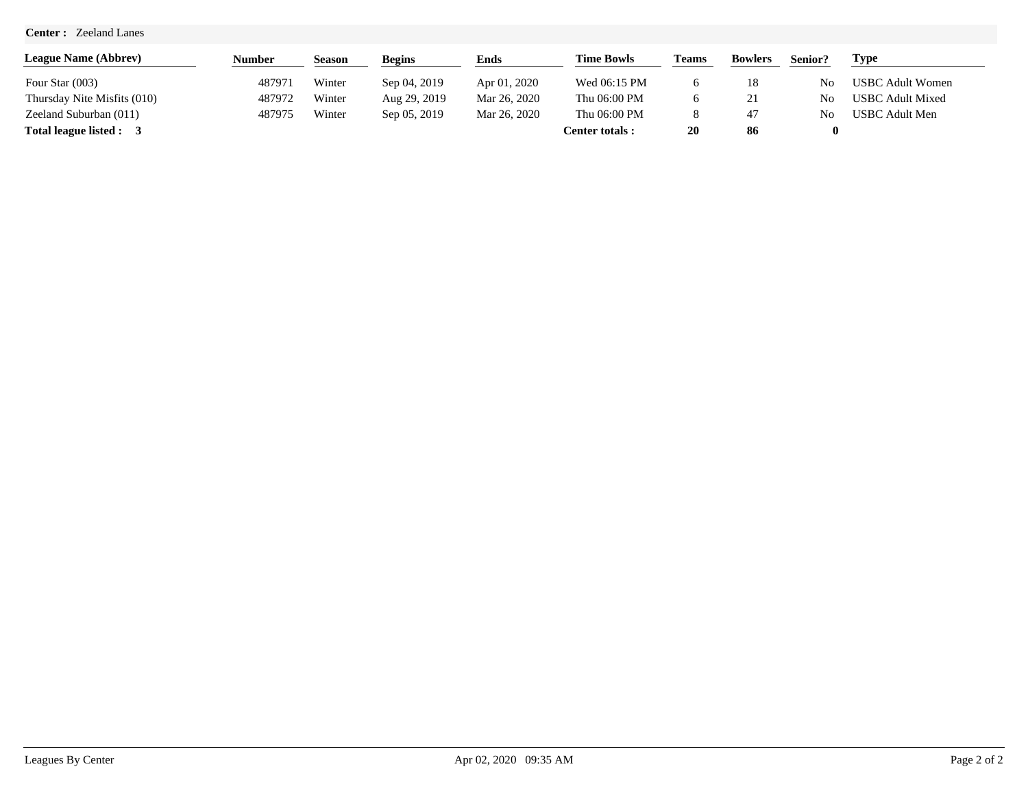**Center :** Zeeland Lanes

| League Name (Abbrev) | Number | Season | Begins | Ends | Time Bowls | Teams | Bowlers | Senior? | Type |
| --- | --- | --- | --- | --- | --- | --- | --- | --- | --- |
| Four Star (003) | 487971 | Winter | Sep 04, 2019 | Apr 01, 2020 | Wed 06:15 PM | 6 | 18 | No | USBC Adult Women |
| Thursday Nite Misfits (010) | 487972 | Winter | Aug 29, 2019 | Mar 26, 2020 | Thu 06:00 PM | 6 | 21 | No | USBC Adult Mixed |
| Zeeland Suburban (011) | 487975 | Winter | Sep 05, 2019 | Mar 26, 2020 | Thu 06:00 PM | 8 | 47 | No | USBC Adult Men |
| **Total league listed : 3** | | | | | **Center totals :** | **20** | **86** | **0** | |

Leagues By Center

Apr 02, 2020 09:35 AM